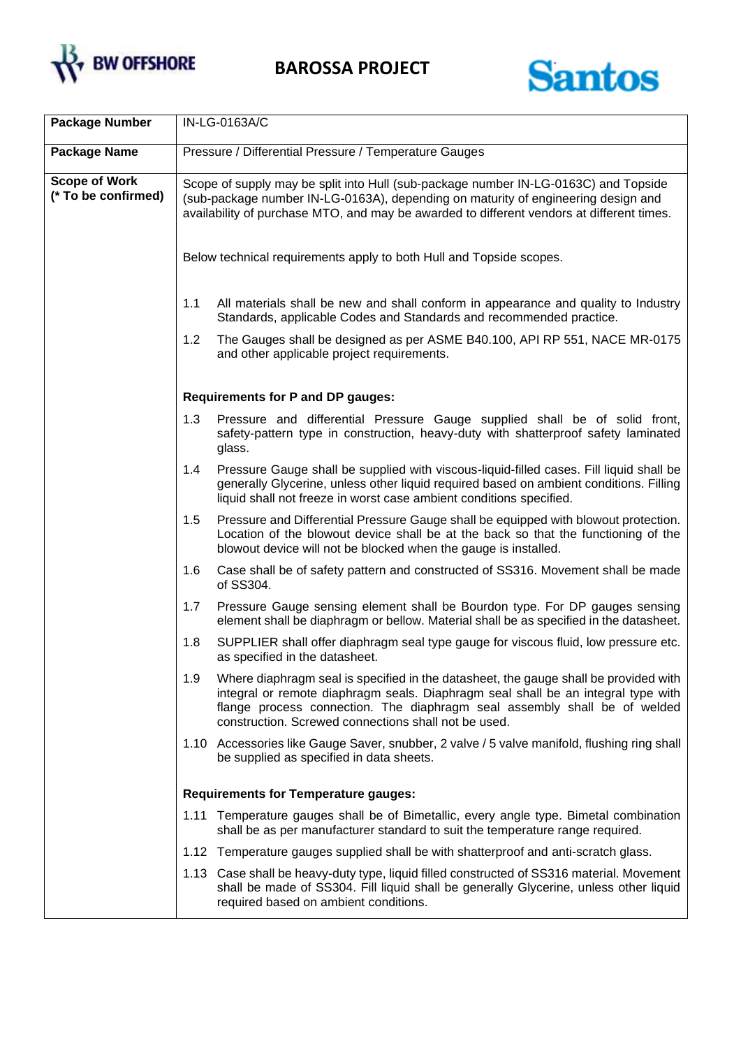# BAROSSA PROJECT

| Package Number | IN-LG-0163A/C |
|---|---|
| **Package Name** | Pressure / Differential Pressure / Temperature Gauges |
| **Scope of Work (* To be confirmed)** | Scope of supply may be split into Hull (sub-package number IN-LG-0163C) and Topside (sub-package number IN-LG-0163A), depending on maturity of engineering design and availability of purchase MTO, and may be awarded to different vendors at different times.<br><br>Below technical requirements apply to both Hull and Topside scopes.<br><br>1.1 All materials shall be new and shall conform in appearance and quality to Industry Standards, applicable Codes and Standards and recommended practice.<br><br>1.2 The Gauges shall be designed as per ASME B40.100, API RP 551, NACE MR-0175 and other applicable project requirements.<br><br>**Requirements for P and DP gauges:**<br><br>1.3 Pressure and differential Pressure Gauge supplied shall be of solid front, safety-pattern type in construction, heavy-duty with shatterproof safety laminated glass.<br><br>1.4 Pressure Gauge shall be supplied with viscous-liquid-filled cases. Fill liquid shall be generally Glycerine, unless other liquid required based on ambient conditions. Filling liquid shall not freeze in worst case ambient conditions specified.<br><br>1.5 Pressure and Differential Pressure Gauge shall be equipped with blowout protection. Location of the blowout device shall be at the back so that the functioning of the blowout device will not be blocked when the gauge is installed.<br><br>1.6 Case shall be of safety pattern and constructed of SS316. Movement shall be made of SS304.<br><br>1.7 Pressure Gauge sensing element shall be Bourdon type. For DP gauges sensing element shall be diaphragm or bellow. Material shall be as specified in the datasheet.<br><br>1.8 SUPPLIER shall offer diaphragm seal type gauge for viscous fluid, low pressure etc. as specified in the datasheet.<br><br>1.9 Where diaphragm seal is specified in the datasheet, the gauge shall be provided with integral or remote diaphragm seals. Diaphragm seal shall be an integral type with flange process connection. The diaphragm seal assembly shall be of welded construction. Screwed connections shall not be used.<br><br>1.10 Accessories like Gauge Saver, snubber, 2 valve / 5 valve manifold, flushing ring shall be supplied as specified in data sheets.<br><br>**Requirements for Temperature gauges:**<br><br>1.11 Temperature gauges shall be of Bimetallic, every angle type. Bimetal combination shall be as per manufacturer standard to suit the temperature range required.<br><br>1.12 Temperature gauges supplied shall be with shatterproof and anti-scratch glass.<br><br>1.13 Case shall be heavy-duty type, liquid filled constructed of SS316 material. Movement shall be made of SS304. Fill liquid shall be generally Glycerine, unless other liquid required based on ambient conditions. |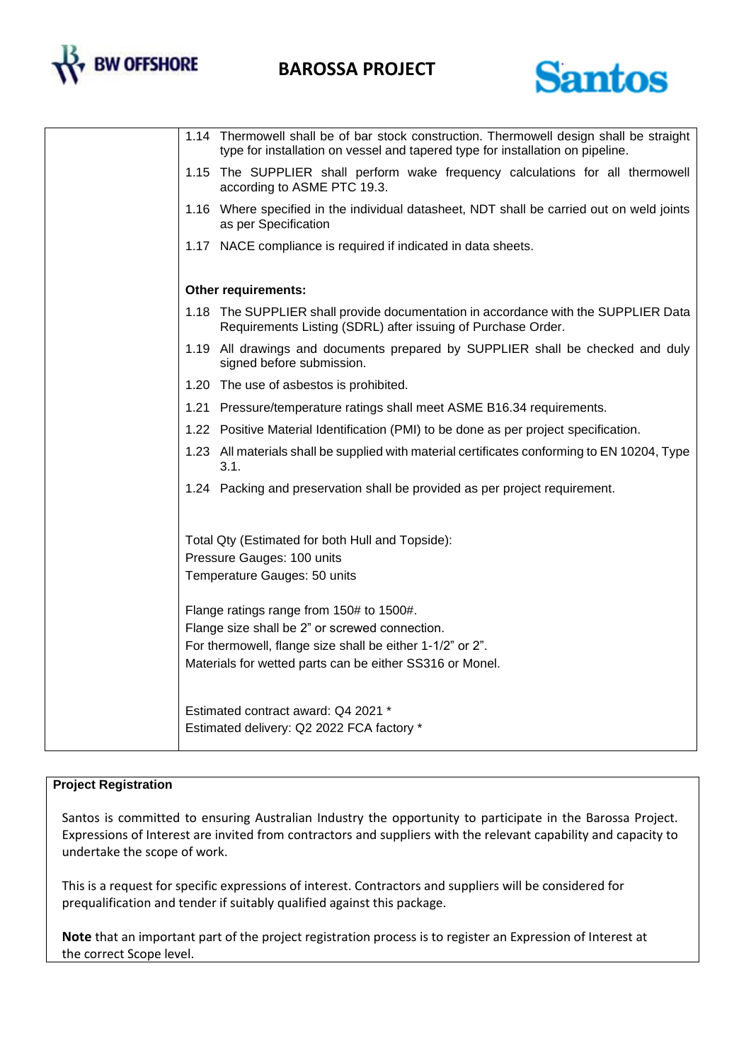| | |
|---|---|
| | 1.14 Thermowell shall be of bar stock construction. Thermowell design shall be straight type for installation on vessel and tapered type for installation on pipeline.<br>1.15 The SUPPLIER shall perform wake frequency calculations for all thermowell according to ASME PTC 19.3.<br>1.16 Where specified in the individual datasheet, NDT shall be carried out on weld joints as per Specification<br>1.17 NACE compliance is required if indicated in data sheets.<br><br>**Other requirements:**<br>1.18 The SUPPLIER shall provide documentation in accordance with the SUPPLIER Data Requirements Listing (SDRL) after issuing of Purchase Order.<br>1.19 All drawings and documents prepared by SUPPLIER shall be checked and duly signed before submission.<br>1.20 The use of asbestos is prohibited.<br>1.21 Pressure/temperature ratings shall meet ASME B16.34 requirements.<br>1.22 Positive Material Identification (PMI) to be done as per project specification.<br>1.23 All materials shall be supplied with material certificates conforming to EN 10204, Type 3.1.<br>1.24 Packing and preservation shall be provided as per project requirement.<br><br>Total Qty (Estimated for both Hull and Topside):<br>Pressure Gauges: 100 units<br>Temperature Gauges: 50 units<br><br>Flange ratings range from 150# to 1500#.<br>Flange size shall be 2" or screwed connection.<br>For thermowell, flange size shall be either 1-1/2" or 2".<br>Materials for wetted parts can be either SS316 or Monel.<br><br>Estimated contract award: Q4 2021 *<br>Estimated delivery: Q2 2022 FCA factory * |

**Project Registration**

Santos is committed to ensuring Australian Industry the opportunity to participate in the Barossa Project. Expressions of Interest are invited from contractors and suppliers with the relevant capability and capacity to undertake the scope of work.

This is a request for specific expressions of interest. Contractors and suppliers will be considered for prequalification and tender if suitably qualified against this package.

**Note** that an important part of the project registration process is to register an Expression of Interest at the correct Scope level.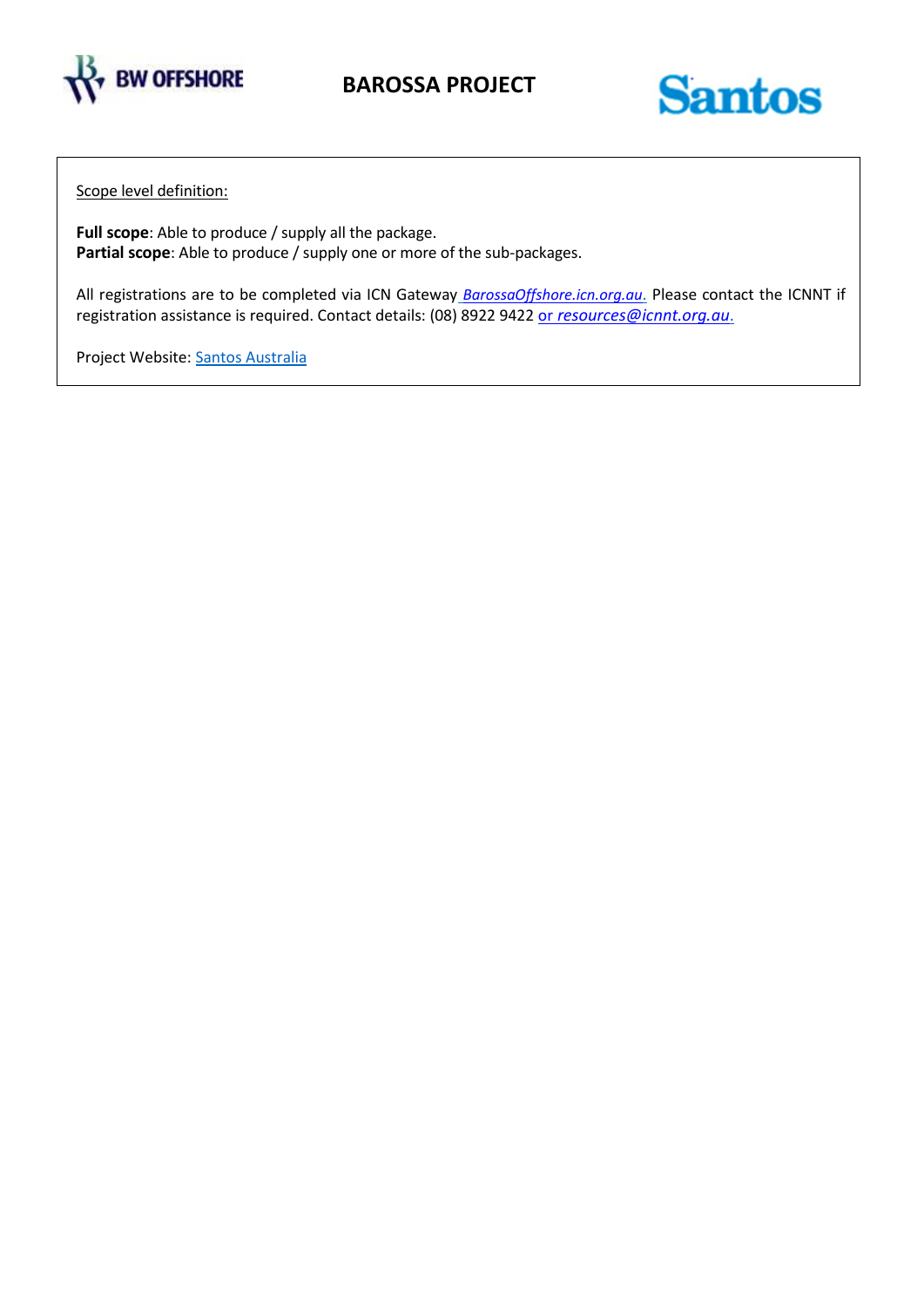BAROSSA PROJECT

Scope level definition:

**Full scope**: Able to produce / supply all the package.
**Partial scope**: Able to produce / supply one or more of the sub-packages.

All registrations are to be completed via ICN Gateway *BarossaOffshore.icn.org.au*. Please contact the ICNNT if registration assistance is required. Contact details: (08) 8922 9422 or *resources@icnnt.org.au*.

Project Website: Santos Australia